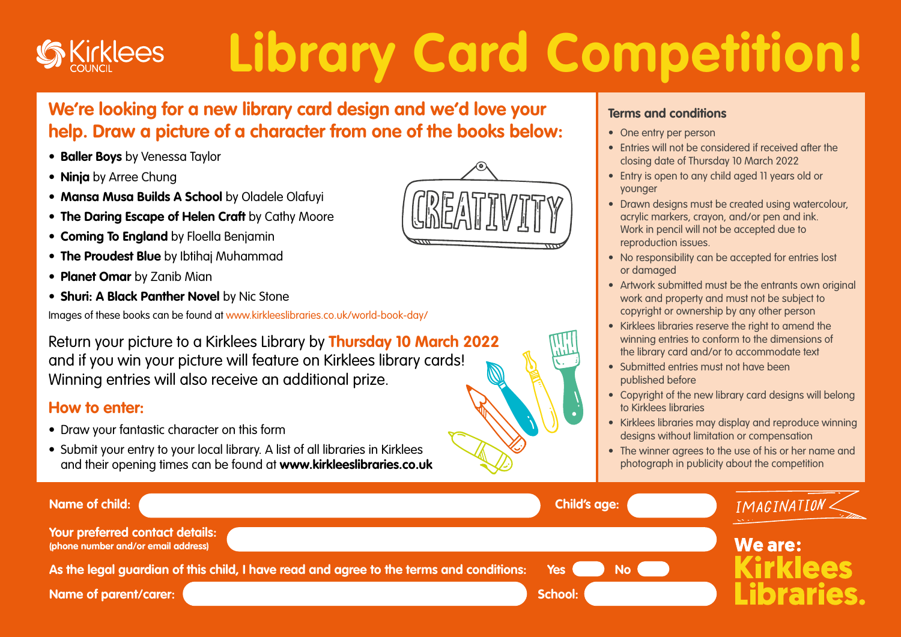Kirklees COUNCIL

# Library Card Competition!

## We're looking for a new library card design and we'd love your help. Draw a picture of a character from one of the books below:

- **Baller Boys** by Venessa Taylor
- **Ninja** by Arree Chung
- **Mansa Musa Builds A School** by Oladele Olafuyi
- **The Daring Escape of Helen Craft** by Cathy Moore
- **Coming To England** by Floella Benjamin
- **The Proudest Blue** by Ibtihaj Muhammad
- **Planet Omar** by Zanib Mian
- **Shuri: A Black Panther Novel** by Nic Stone

Images of these books can be found at www.kirkleeslibraries.co.uk/world-book-day/

CREATIVITY

Return your picture to a Kirklees Library by **Thursday 10 March 2022** and if you win your picture will feature on Kirklees library cards! Winning entries will also receive an additional prize.

### How to enter:

- Draw your fantastic character on this form
- Submit your entry to your local library. A list of all libraries in Kirklees and their opening times can be found at **www.kirkleeslibraries.co.uk**

### Terms and conditions

- One entry per person
- Entries will not be considered if received after the closing date of Thursday 10 March 2022
- Entry is open to any child aged 11 years old or younger
- Drawn designs must be created using watercolour, acrylic markers, crayon, and/or pen and ink. Work in pencil will not be accepted due to reproduction issues.
- No responsibility can be accepted for entries lost or damaged
- Artwork submitted must be the entrants own original work and property and must not be subject to copyright or ownership by any other person
- Kirklees libraries reserve the right to amend the winning entries to conform to the dimensions of the library card and/or to accommodate text
- Submitted entries must not have been published before
- Copyright of the new library card designs will belong to Kirklees libraries
- Kirklees libraries may display and reproduce winning designs without limitation or compensation
- The winner agrees to the use of his or her name and photograph in publicity about the competition

**Name of child:** ____________________ **Child's age:** ________

**Your preferred contact details:** ____________________
**(phone number and/or email address)**

**As the legal guardian of this child, I have read and agree to the terms and conditions:** **Yes** ☐ **No** ☐

**Name of parent/carer:** ____________________ **School:** ________

IMAGINATION

**We are: Kirklees Libraries.**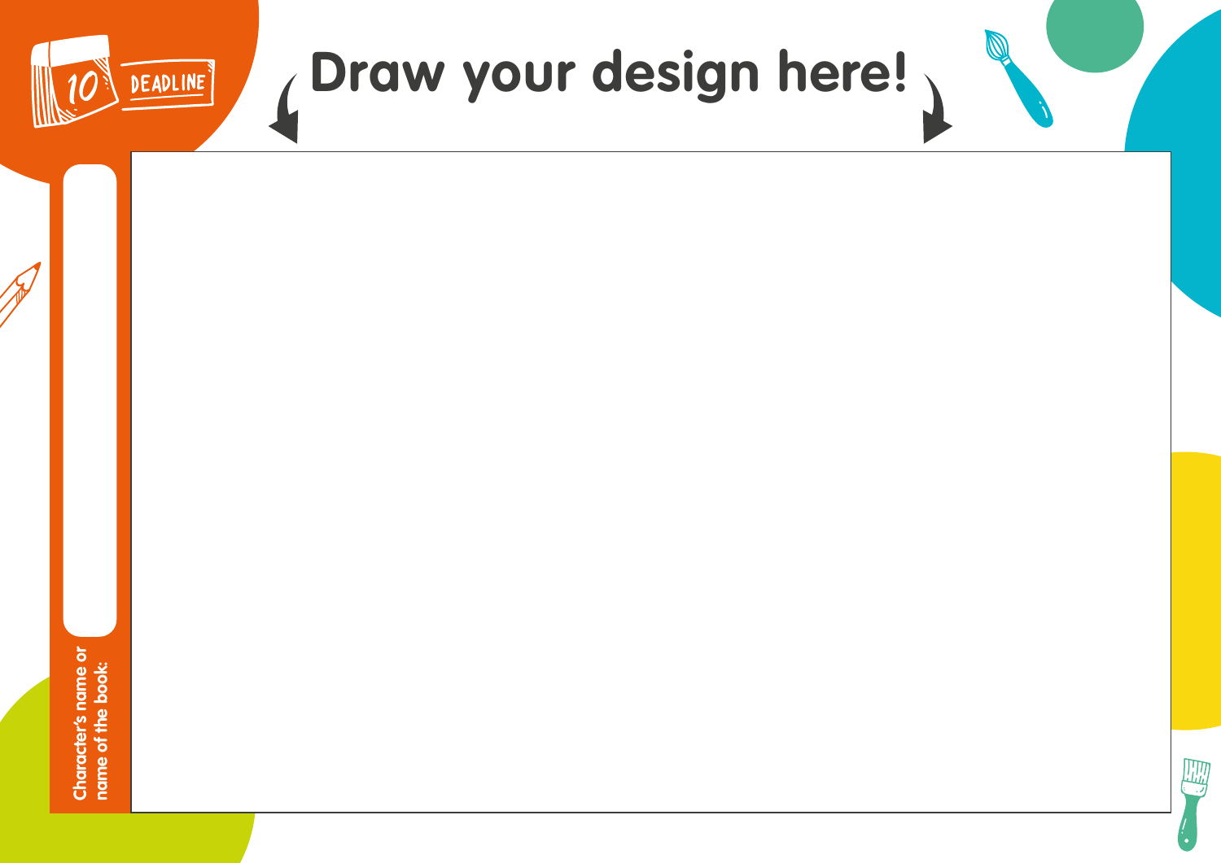DEADLINE

10

# Draw your design here!

Character's name or name of the book: